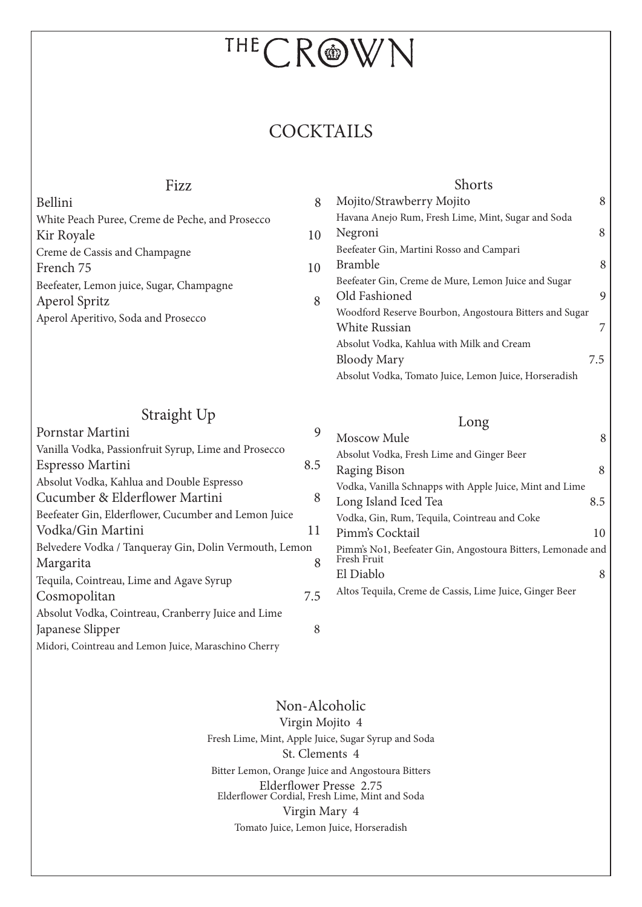# THE CROWN

## COCKTAILS

### Fizz

**Bellini** 8
White Peach Puree, Creme de Peche, and Prosecco

**Kir Royale** 10
Creme de Cassis and Champagne

**French 75** 10
Beefeater, Lemon juice, Sugar, Champagne

**Aperol Spritz** 8
Aperol Aperitivo, Soda and Prosecco

### Shorts

**Mojito/Strawberry Mojito** 8
Havana Anejo Rum, Fresh Lime, Mint, Sugar and Soda

**Negroni** 8
Beefeater Gin, Martini Rosso and Campari

**Bramble** 8
Beefeater Gin, Creme de Mure, Lemon Juice and Sugar

**Old Fashioned** 9
Woodford Reserve Bourbon, Angostoura Bitters and Sugar

**White Russian** 7
Absolut Vodka, Kahlua with Milk and Cream

**Bloody Mary** 7.5
Absolut Vodka, Tomato Juice, Lemon Juice, Horseradish

### Straight Up

**Pornstar Martini** 9
Vanilla Vodka, Passionfruit Syrup, Lime and Prosecco

**Espresso Martini** 8.5
Absolut Vodka, Kahlua and Double Espresso

**Cucumber & Elderflower Martini** 8
Beefeater Gin, Elderflower, Cucumber and Lemon Juice

**Vodka/Gin Martini** 11
Belvedere Vodka / Tanqueray Gin, Dolin Vermouth, Lemon

**Margarita** 8
Tequila, Cointreau, Lime and Agave Syrup

**Cosmopolitan** 7.5
Absolut Vodka, Cointreau, Cranberry Juice and Lime

**Japanese Slipper** 8
Midori, Cointreau and Lemon Juice, Maraschino Cherry

### Long

**Moscow Mule** 8
Absolut Vodka, Fresh Lime and Ginger Beer

**Raging Bison** 8
Vodka, Vanilla Schnapps with Apple Juice, Mint and Lime

**Long Island Iced Tea** 8.5
Vodka, Gin, Rum, Tequila, Cointreau and Coke

**Pimm's Cocktail** 10
Pimm's No1, Beefeater Gin, Angostoura Bitters, Lemonade and Fresh Fruit

**El Diablo** 8
Altos Tequila, Creme de Cassis, Lime Juice, Ginger Beer

### Non-Alcoholic

**Virgin Mojito** 4
Fresh Lime, Mint, Apple Juice, Sugar Syrup and Soda

**St. Clements** 4
Bitter Lemon, Orange Juice and Angostoura Bitters

**Elderflower Presse** 2.75
Elderflower Cordial, Fresh Lime, Mint and Soda

**Virgin Mary** 4
Tomato Juice, Lemon Juice, Horseradish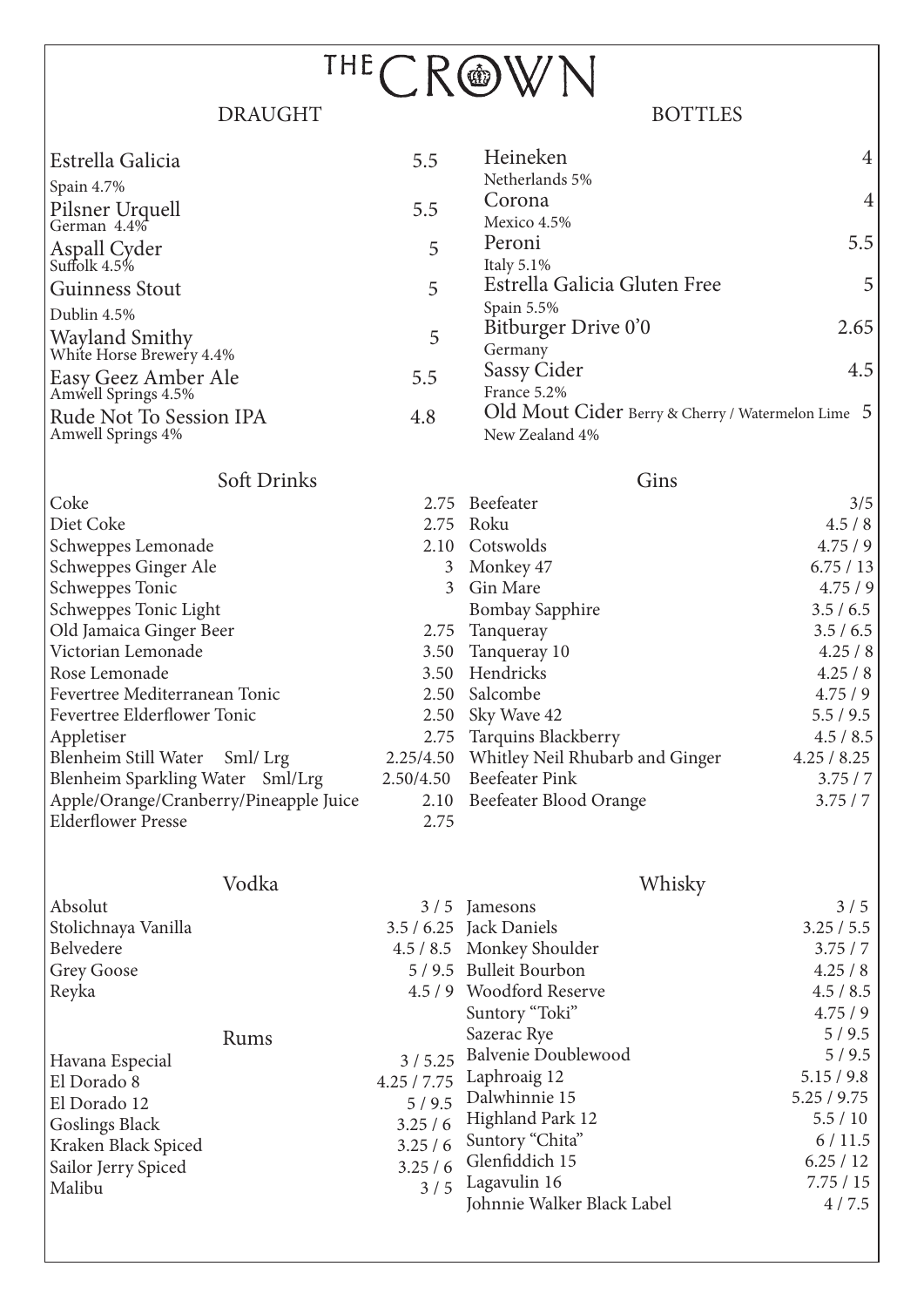# THE CROWN

## DRAUGHT

| | |
|---|---|
| Estrella Galicia<br>Spain 4.7% | 5.5 |
| Pilsner Urquell<br>German 4.4% | 5.5 |
| Aspall Cyder<br>Suffolk 4.5% | 5 |
| Guinness Stout<br>Dublin 4.5% | 5 |
| Wayland Smithy<br>White Horse Brewery 4.4% | 5 |
| Easy Geez Amber Ale<br>Amwell Springs 4.5% | 5.5 |
| Rude Not To Session IPA<br>Amwell Springs 4% | 4.8 |

## BOTTLES

| | |
|---|---|
| Heineken<br>Netherlands 5% | 4 |
| Corona<br>Mexico 4.5% | 4 |
| Peroni<br>Italy 5.1% | 5.5 |
| Estrella Galicia Gluten Free<br>Spain 5.5% | 5 |
| Bitburger Drive 0'0<br>Germany | 2.65 |
| Sassy Cider<br>France 5.2% | 4.5 |
| Old Mout Cider Berry & Cherry / Watermelon Lime<br>New Zealand 4% | 5 |

## Soft Drinks

| | |
|---|---|
| Coke | 2.75 |
| Diet Coke | 2.75 |
| Schweppes Lemonade | 2.10 |
| Schweppes Ginger Ale | 3 |
| Schweppes Tonic | 3 |
| Schweppes Tonic Light | |
| Old Jamaica Ginger Beer | 2.75 |
| Victorian Lemonade | 3.50 |
| Rose Lemonade | 3.50 |
| Fevertree Mediterranean Tonic | 2.50 |
| Fevertree Elderflower Tonic | 2.50 |
| Appletiser | 2.75 |
| Blenheim Still Water Sml/ Lrg | 2.25/4.50 |
| Blenheim Sparkling Water Sml/Lrg | 2.50/4.50 |
| Apple/Orange/Cranberry/Pineapple Juice | 2.10 |
| Elderflower Presse | 2.75 |

## Gins

| | |
|---|---|
| Beefeater | 3/5 |
| Roku | 4.5 / 8 |
| Cotswolds | 4.75 / 9 |
| Monkey 47 | 6.75 / 13 |
| Gin Mare | 4.75 / 9 |
| Bombay Sapphire | 3.5 / 6.5 |
| Tanqueray | 3.5 / 6.5 |
| Tanqueray 10 | 4.25 / 8 |
| Hendricks | 4.25 / 8 |
| Salcombe | 4.75 / 9 |
| Sky Wave 42 | 5.5 / 9.5 |
| Tarquins Blackberry | 4.5 / 8.5 |
| Whitley Neil Rhubarb and Ginger | 4.25 / 8.25 |
| Beefeater Pink | 3.75 / 7 |
| Beefeater Blood Orange | 3.75 / 7 |

## Vodka

| | |
|---|---|
| Absolut | 3 / 5 |
| Stolichnaya Vanilla | 3.5 / 6.25 |
| Belvedere | 4.5 / 8.5 |
| Grey Goose | 5 / 9.5 |
| Reyka | 4.5 / 9 |

## Rums

| | |
|---|---|
| Havana Especial | 3 / 5.25 |
| El Dorado 8 | 4.25 / 7.75 |
| El Dorado 12 | 5 / 9.5 |
| Goslings Black | 3.25 / 6 |
| Kraken Black Spiced | 3.25 / 6 |
| Sailor Jerry Spiced | 3.25 / 6 |
| Malibu | 3 / 5 |

## Whisky

| | |
|---|---|
| Jamesons | 3 / 5 |
| Jack Daniels | 3.25 / 5.5 |
| Monkey Shoulder | 3.75 / 7 |
| Bulleit Bourbon | 4.25 / 8 |
| Woodford Reserve | 4.5 / 8.5 |
| Suntory "Toki" | 4.75 / 9 |
| Sazerac Rye | 5 / 9.5 |
| Balvenie Doublewood | 5 / 9.5 |
| Laphroaig 12 | 5.15 / 9.8 |
| Dalwhinnie 15 | 5.25 / 9.75 |
| Highland Park 12 | 5.5 / 10 |
| Suntory "Chita" | 6 / 11.5 |
| Glenfiddich 15 | 6.25 / 12 |
| Lagavulin 16 | 7.75 / 15 |
| Johnnie Walker Black Label | 4 / 7.5 |